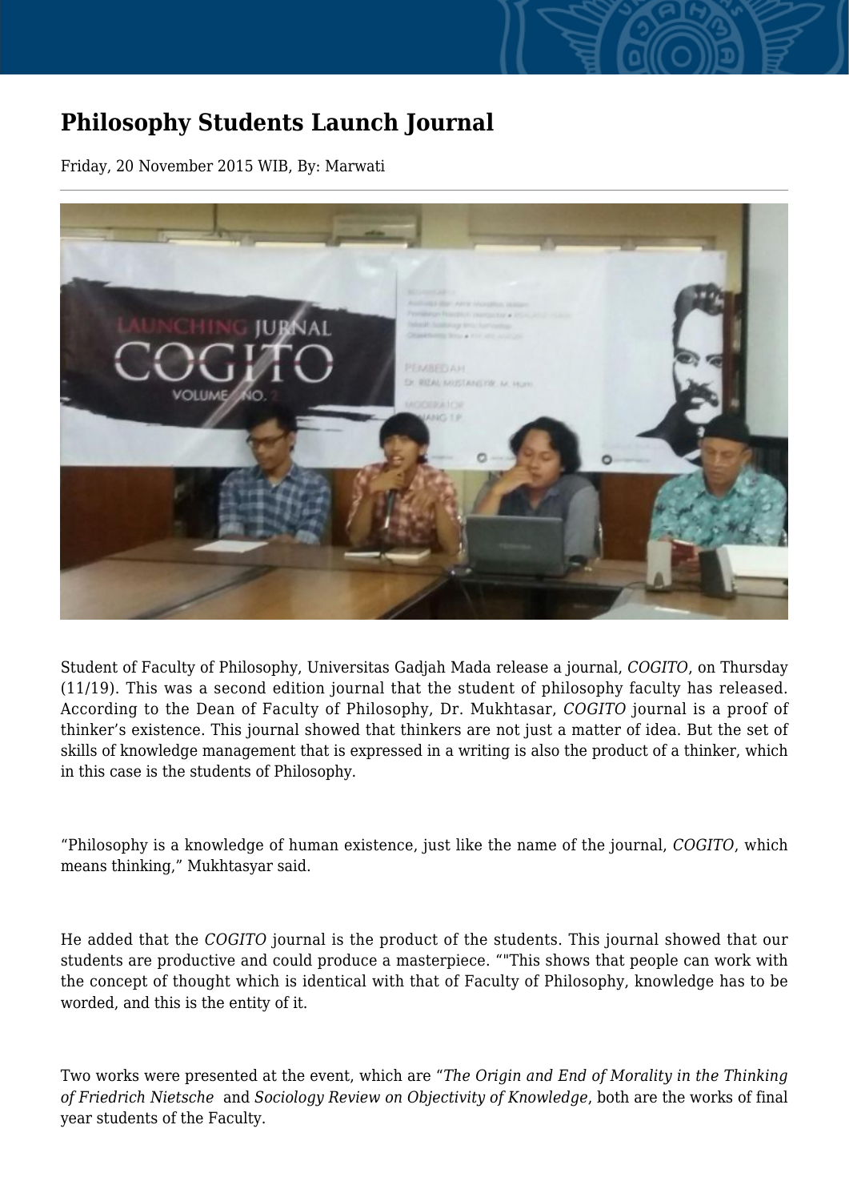# Philosophy Students Launch Journal

Friday, 20 November 2015 WIB, By: Marwati

Student of Faculty of Philosophy, Universitas Gadjah Mada release a journal, *COGITO*, on Thursday (11/19). This was a second edition journal that the student of philosophy faculty has released. According to the Dean of Faculty of Philosophy, Dr. Mukhtasar, *COGITO* journal is a proof of thinker's existence. This journal showed that thinkers are not just a matter of idea. But the set of skills of knowledge management that is expressed in a writing is also the product of a thinker, which in this case is the students of Philosophy.

"Philosophy is a knowledge of human existence, just like the name of the journal, *COGITO*, which means thinking," Mukhtasyar said.

He added that the *COGITO* journal is the product of the students. This journal showed that our students are productive and could produce a masterpiece. ""This shows that people can work with the concept of thought which is identical with that of Faculty of Philosophy, knowledge has to be worded, and this is the entity of it.

Two works were presented at the event, which are "*The Origin and End of Morality in the Thinking of Friedrich Nietsche* and *Sociology Review on Objectivity of Knowledge*, both are the works of final year students of the Faculty.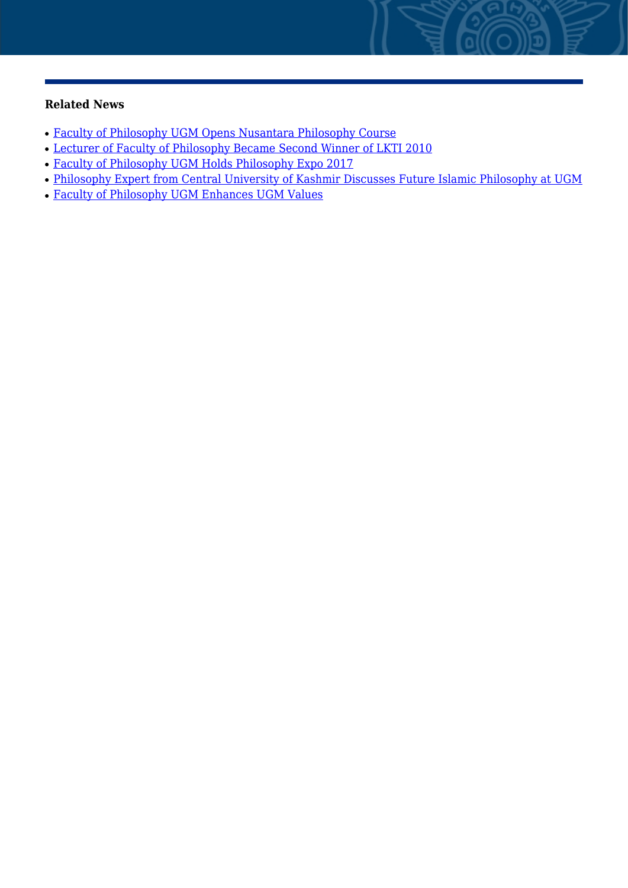**Related News**

- Faculty of Philosophy UGM Opens Nusantara Philosophy Course
- Lecturer of Faculty of Philosophy Became Second Winner of LKTI 2010
- Faculty of Philosophy UGM Holds Philosophy Expo 2017
- Philosophy Expert from Central University of Kashmir Discusses Future Islamic Philosophy at UGM
- Faculty of Philosophy UGM Enhances UGM Values